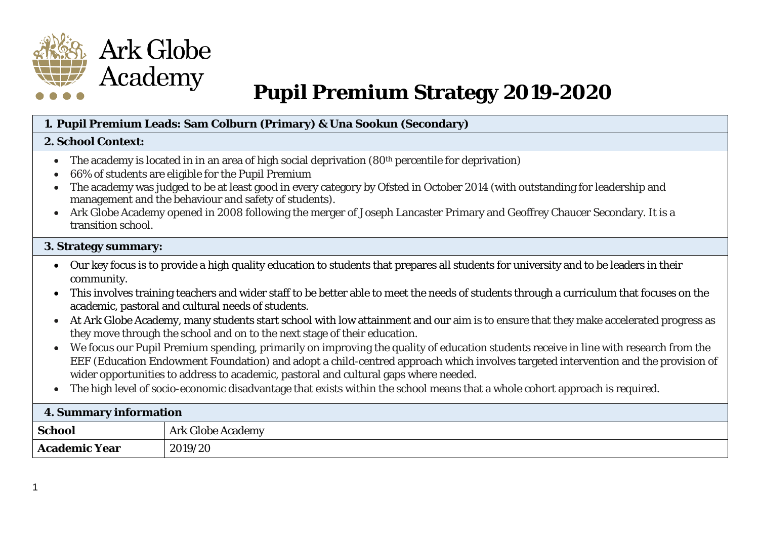Ark Globe Academy

# Pupil Premium Strategy 2019-2020

## 1. Pupil Premium Leads: Sam Colburn (Primary) & Una Sookun (Secondary)

## 2. School Context:

- The academy is located in in an area of high social deprivation (80th percentile for deprivation)
- 66% of students are eligible for the Pupil Premium
- The academy was judged to be at least good in every category by Ofsted in October 2014 (with outstanding for leadership and management and the behaviour and safety of students).
- Ark Globe Academy opened in 2008 following the merger of Joseph Lancaster Primary and Geoffrey Chaucer Secondary. It is a transition school.

## 3. Strategy summary:

- Our key focus is to provide a high quality education to students that prepares all students for university and to be leaders in their community.
- This involves training teachers and wider staff to be better able to meet the needs of students through a curriculum that focuses on the academic, pastoral and cultural needs of students.
- At Ark Globe Academy, many students start school with low attainment and our aim is to ensure that they make accelerated progress as they move through the school and on to the next stage of their education.
- We focus our Pupil Premium spending, primarily on improving the quality of education students receive in line with research from the EEF (Education Endowment Foundation) and adopt a child-centred approach which involves targeted intervention and the provision of wider opportunities to address to academic, pastoral and cultural gaps where needed.
- The high level of socio-economic disadvantage that exists within the school means that a whole cohort approach is required.

## 4. Summary information

| **School** | Ark Globe Academy |
|---|---|
| **Academic Year** | 2019/20 |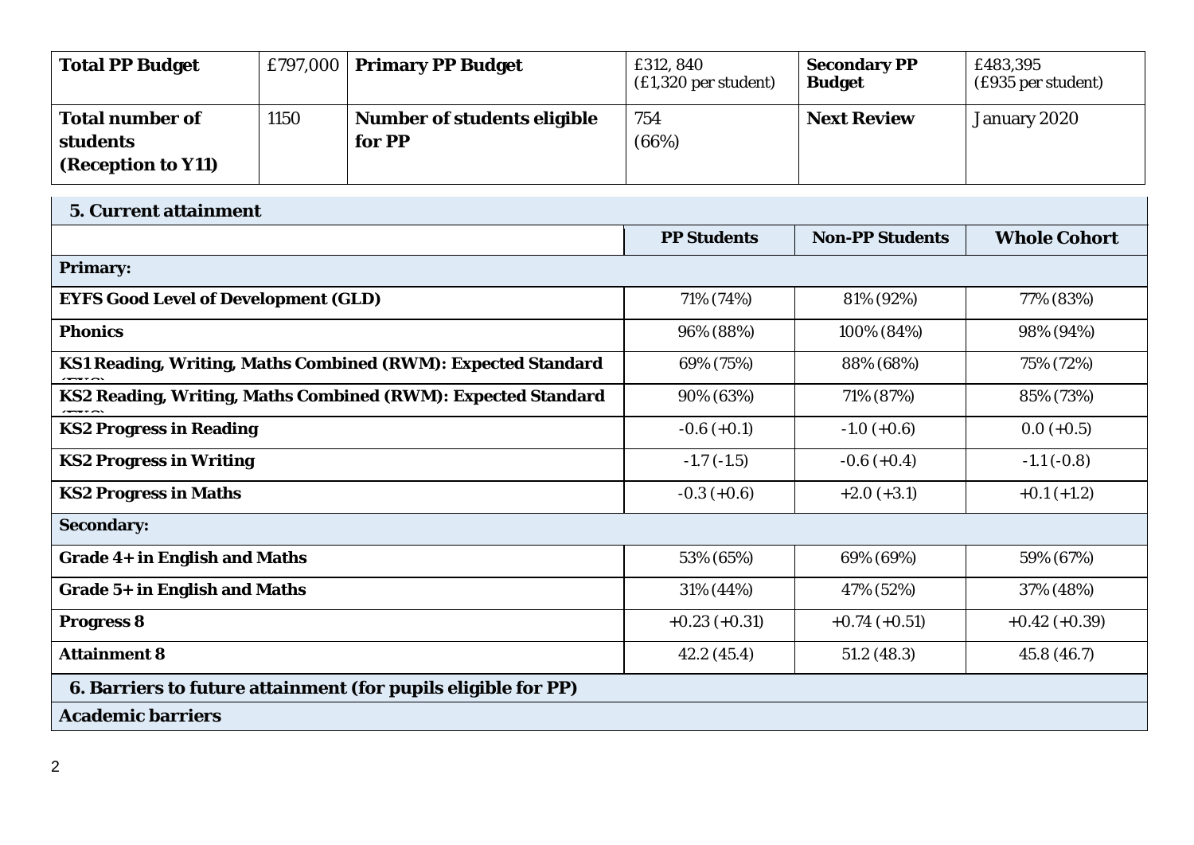| **Total PP Budget** | £797,000 | **Primary PP Budget** | £312, 840 (£1,320 per student) | **Secondary PP Budget** | £483,395 (£935 per student) |
|---|---|---|---|---|---|
| **Total number of students (Reception to Y11)** | 1150 | **Number of students eligible for PP** | 754 (66%) | **Next Review** | January 2020 |

| **5. Current attainment** | | | |
|---|---|---|---|
| | **PP Students** | **Non-PP Students** | **Whole Cohort** |
| **Primary:** | | | |
| **EYFS Good Level of Development (GLD)** | 71% (74%) | 81% (92%) | 77% (83%) |
| **Phonics** | 96% (88%) | 100% (84%) | 98% (94%) |
| **KS1 Reading, Writing, Maths Combined (RWM): Expected Standard (EXS)** | 69% (75%) | 88% (68%) | 75% (72%) |
| **KS2 Reading, Writing, Maths Combined (RWM): Expected Standard (EXS)** | 90% (63%) | 71% (87%) | 85% (73%) |
| **KS2 Progress in Reading** | -0.6 (+0.1) | -1.0 (+0.6) | 0.0 (+0.5) |
| **KS2 Progress in Writing** | -1.7 (-1.5) | -0.6 (+0.4) | -1.1 (-0.8) |
| **KS2 Progress in Maths** | -0.3 (+0.6) | +2.0 (+3.1) | +0.1 (+1.2) |
| **Secondary:** | | | |
| **Grade 4+ in English and Maths** | 53% (65%) | 69% (69%) | 59% (67%) |
| **Grade 5+ in English and Maths** | 31% (44%) | 47% (52%) | 37% (48%) |
| **Progress 8** | +0.23 (+0.31) | +0.74 (+0.51) | +0.42 (+0.39) |
| **Attainment 8** | 42.2 (45.4) | 51.2 (48.3) | 45.8 (46.7) |

| **6. Barriers to future attainment (for pupils eligible for PP)** |
|---|
| **Academic barriers** |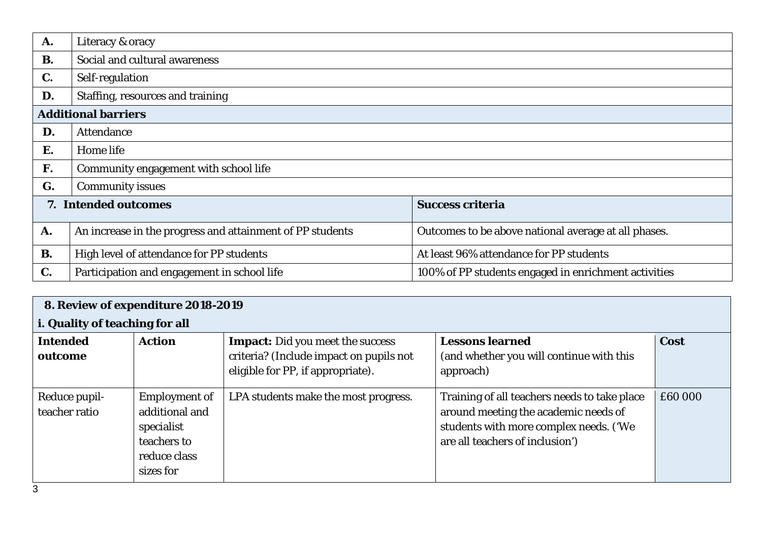| | |
|---|---|
| **A.** | Literacy & oracy |
| **B.** | Social and cultural awareness |
| **C.** | Self-regulation |
| **D.** | Staffing, resources and training |
| **Additional barriers** | |
| **D.** | Attendance |
| **E.** | Home life |
| **F.** | Community engagement with school life |
| **G.** | Community issues |

| **7. Intended outcomes** | | **Success criteria** |
|---|---|---|
| **A.** | An increase in the progress and attainment of PP students | Outcomes to be above national average at all phases. |
| **B.** | High level of attendance for PP students | At least 96% attendance for PP students |
| **C.** | Participation and engagement in school life | 100% of PP students engaged in enrichment activities |

**8. Review of expenditure 2018-2019**

**i. Quality of teaching for all**

| **Intended outcome** | **Action** | **Impact:** Did you meet the success criteria? (Include impact on pupils not eligible for PP, if appropriate). | **Lessons learned** (and whether you will continue with this approach) | **Cost** |
|---|---|---|---|---|
| Reduce pupil-teacher ratio | Employment of additional and specialist teachers to reduce class sizes for | LPA students make the most progress. | Training of all teachers needs to take place around meeting the academic needs of students with more complex needs. ('We are all teachers of inclusion') | £60 000 |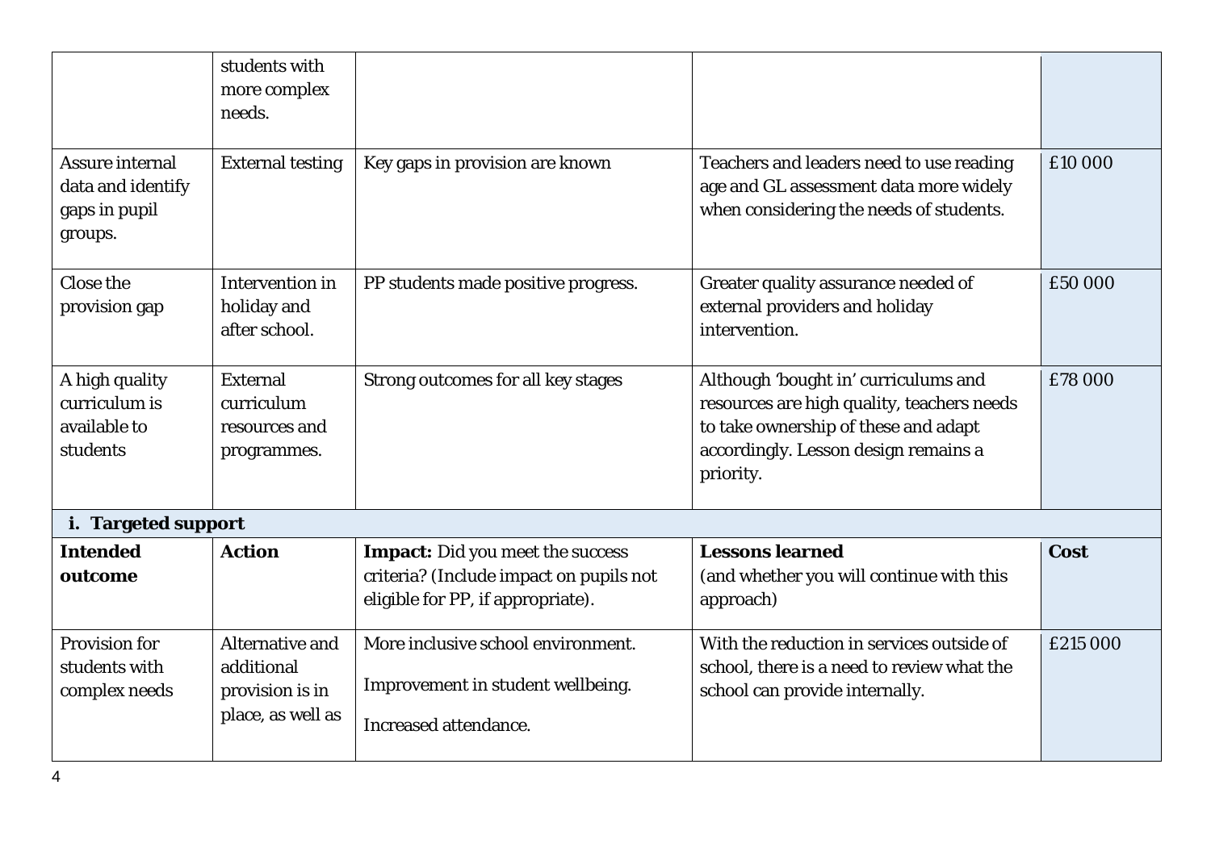| | | | | |
|---|---|---|---|---|
| | students with more complex needs. | | | |
| Assure internal data and identify gaps in pupil groups. | External testing | Key gaps in provision are known | Teachers and leaders need to use reading age and GL assessment data more widely when considering the needs of students. | £10 000 |
| Close the provision gap | Intervention in holiday and after school. | PP students made positive progress. | Greater quality assurance needed of external providers and holiday intervention. | £50 000 |
| A high quality curriculum is available to students | External curriculum resources and programmes. | Strong outcomes for all key stages | Although 'bought in' curriculums and resources are high quality, teachers needs to take ownership of these and adapt accordingly. Lesson design remains a priority. | £78 000 |

**i. Targeted support**

| **Intended outcome** | **Action** | **Impact:** Did you meet the success criteria? (Include impact on pupils not eligible for PP, if appropriate). | **Lessons learned** (and whether you will continue with this approach) | **Cost** |
|---|---|---|---|---|
| Provision for students with complex needs | Alternative and additional provision is in place, as well as | More inclusive school environment.<br><br>Improvement in student wellbeing.<br><br>Increased attendance. | With the reduction in services outside of school, there is a need to review what the school can provide internally. | £215 000 |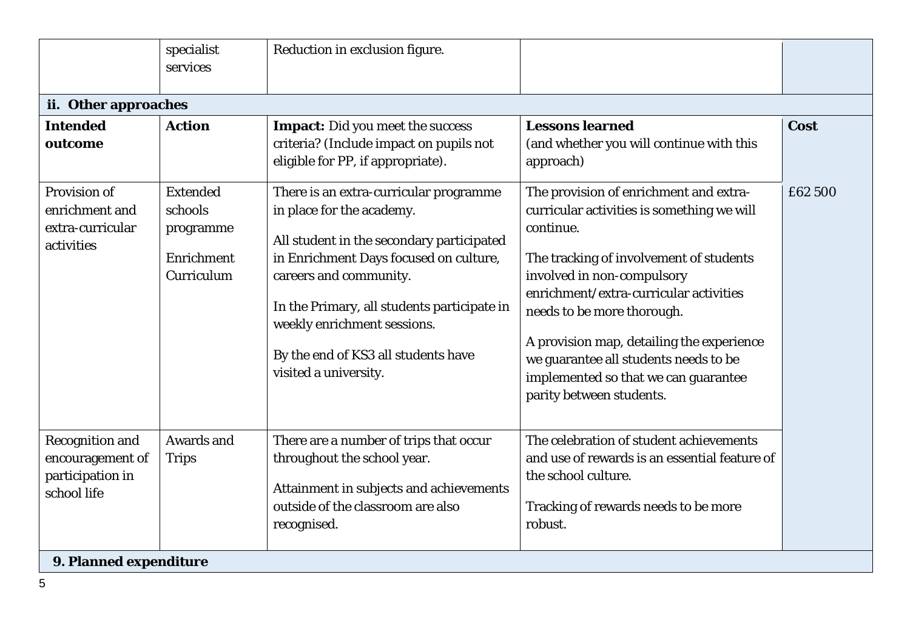| | specialist services | Reduction in exclusion figure. | | |
|---|---|---|---|---|

**ii. Other approaches**

| Intended outcome | Action | Impact: Did you meet the success criteria? (Include impact on pupils not eligible for PP, if appropriate). | Lessons learned (and whether you will continue with this approach) | Cost |
|---|---|---|---|---|
| Provision of enrichment and extra-curricular activities | Extended schools programme<br><br>Enrichment Curriculum | There is an extra-curricular programme in place for the academy.<br><br>All student in the secondary participated in Enrichment Days focused on culture, careers and community.<br><br>In the Primary, all students participate in weekly enrichment sessions.<br><br>By the end of KS3 all students have visited a university. | The provision of enrichment and extra-curricular activities is something we will continue.<br><br>The tracking of involvement of students involved in non-compulsory enrichment/extra-curricular activities needs to be more thorough.<br><br>A provision map, detailing the experience we guarantee all students needs to be implemented so that we can guarantee parity between students. | £62 500 |
| Recognition and encouragement of participation in school life | Awards and Trips | There are a number of trips that occur throughout the school year.<br><br>Attainment in subjects and achievements outside of the classroom are also recognised. | The celebration of student achievements and use of rewards is an essential feature of the school culture.<br><br>Tracking of rewards needs to be more robust. | |

**9. Planned expenditure**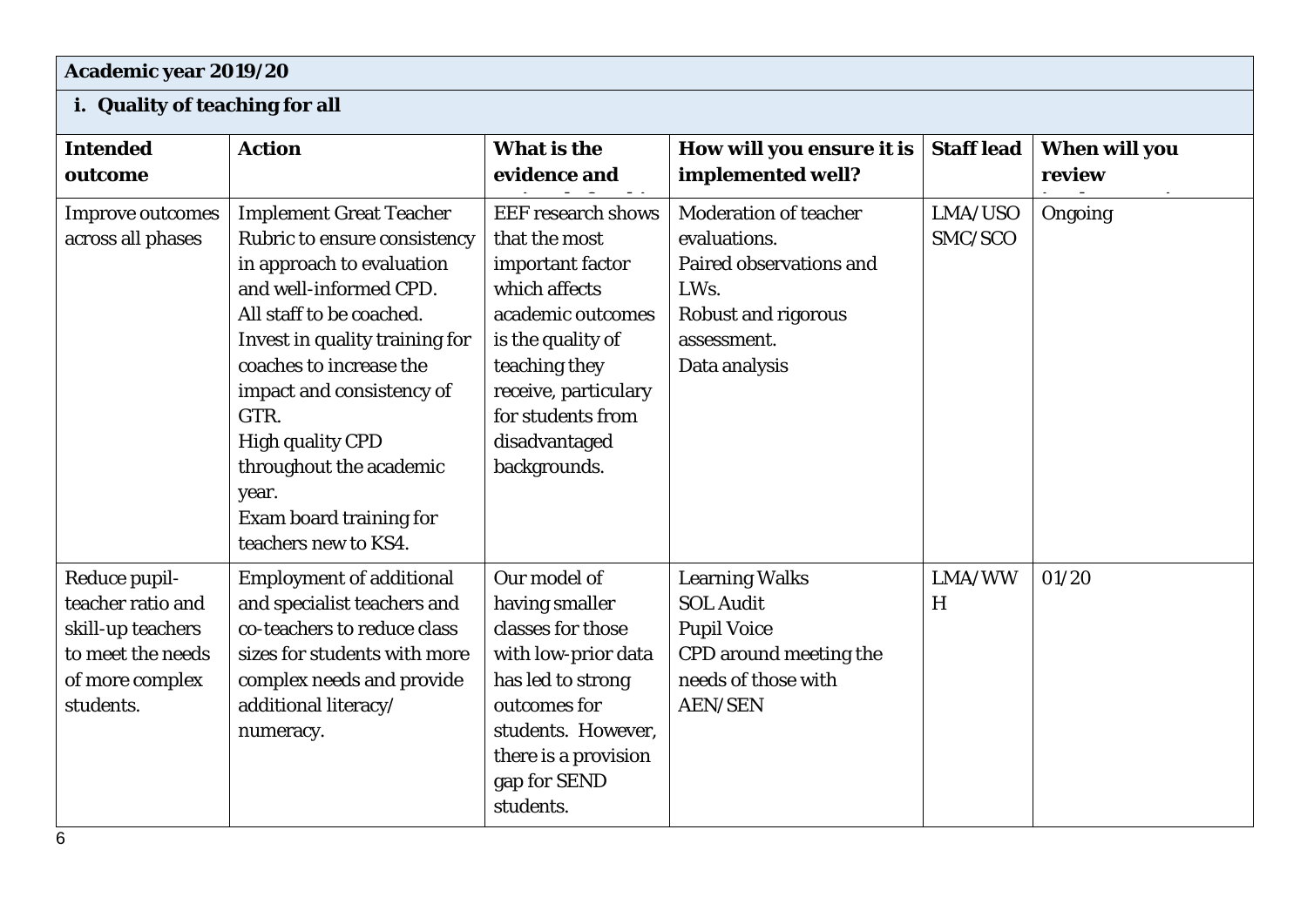| Academic year 2019/20 | | | | | |
|---|---|---|---|---|---|
| **i. Quality of teaching for all** | | | | | |
| **Intended outcome** | **Action** | **What is the evidence and** | **How will you ensure it is implemented well?** | **Staff lead** | **When will you review** |
| Improve outcomes across all phases | Implement Great Teacher Rubric to ensure consistency in approach to evaluation and well-informed CPD.<br>All staff to be coached.<br>Invest in quality training for coaches to increase the impact and consistency of GTR.<br>High quality CPD throughout the academic year.<br>Exam board training for teachers new to KS4. | EEF research shows that the most important factor which affects academic outcomes is the quality of teaching they receive, particulary for students from disadvantaged backgrounds. | Moderation of teacher evaluations.<br>Paired observations and LWs.<br>Robust and rigorous assessment.<br>Data analysis | LMA/USO SMC/SCO | Ongoing |
| Reduce pupil-teacher ratio and skill-up teachers to meet the needs of more complex students. | Employment of additional and specialist teachers and co-teachers to reduce class sizes for students with more complex needs and provide additional literacy/ numeracy. | Our model of having smaller classes for those with low-prior data has led to strong outcomes for students. However, there is a provision gap for SEND students. | Learning Walks<br>SOL Audit<br>Pupil Voice<br>CPD around meeting the needs of those with AEN/SEN | LMA/WWH | 01/20 |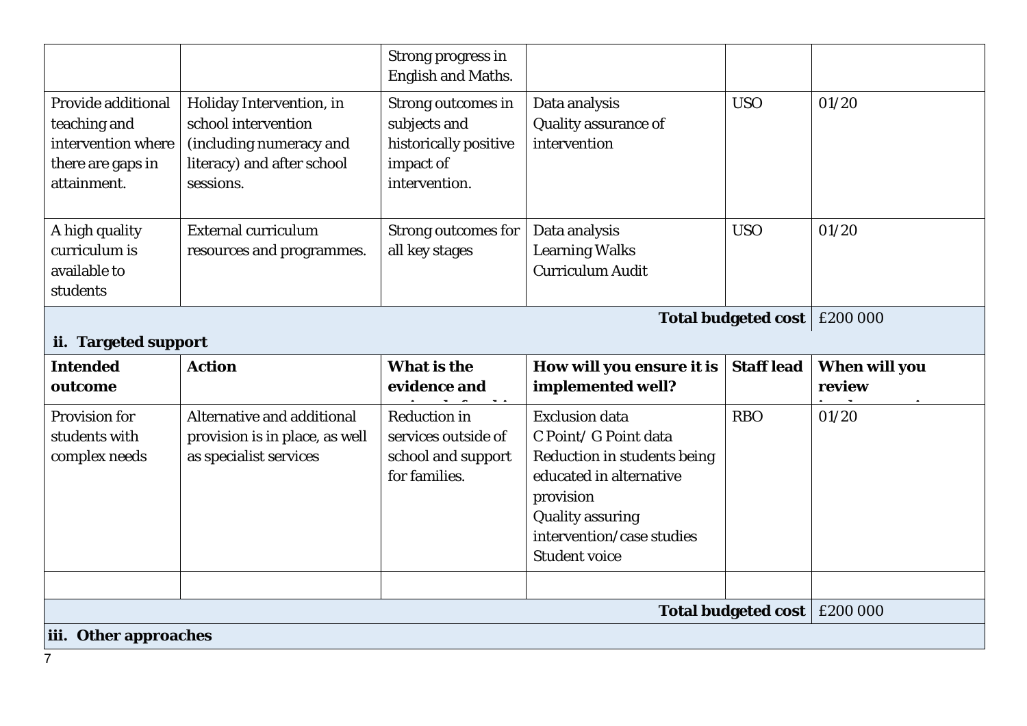| | | Strong progress in English and Maths. | | | |
|---|---|---|---|---|---|
| Provide additional teaching and intervention where there are gaps in attainment. | Holiday Intervention, in school intervention (including numeracy and literacy) and after school sessions. | Strong outcomes in subjects and historically positive impact of intervention. | Data analysis<br>Quality assurance of intervention | USO | 01/20 |
| A high quality curriculum is available to students | External curriculum resources and programmes. | Strong outcomes for all key stages | Data analysis<br>Learning Walks<br>Curriculum Audit | USO | 01/20 |
| | | | | **Total budgeted cost** | £200 000 |

**ii. Targeted support**

| **Intended outcome** | **Action** | **What is the evidence and** | **How will you ensure it is implemented well?** | **Staff lead** | **When will you review** |
|---|---|---|---|---|---|
| Provision for students with complex needs | Alternative and additional provision is in place, as well as specialist services | Reduction in services outside of school and support for families. | Exclusion data<br>C Point/ G Point data<br>Reduction in students being educated in alternative provision<br>Quality assuring intervention/case studies<br>Student voice | RBO | 01/20 |
| | | | | | |
| | | | | **Total budgeted cost** | £200 000 |

**iii. Other approaches**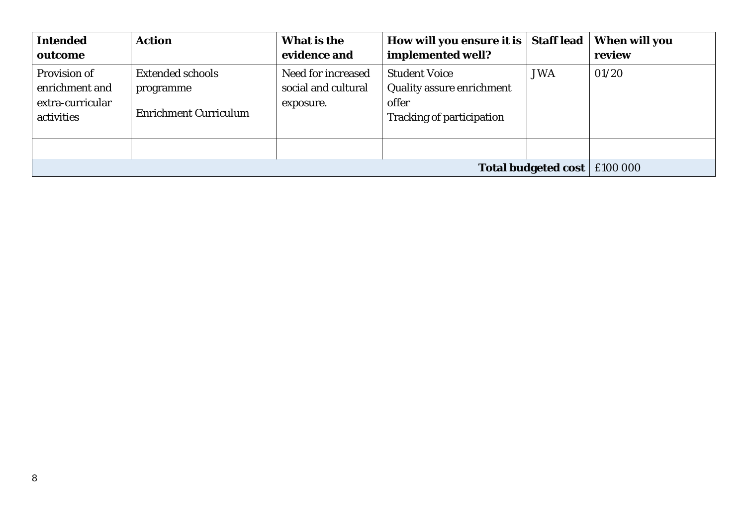| Intended outcome | Action | What is the evidence and | How will you ensure it is implemented well? | Staff lead | When will you review |
|---|---|---|---|---|---|
| Provision of enrichment and extra-curricular activities | Extended schools programme<br><br>Enrichment Curriculum | Need for increased social and cultural exposure. | Student Voice<br>Quality assure enrichment offer<br>Tracking of participation | JWA | 01/20 |
| | | | | | |
| | | | | **Total budgeted cost** | £100 000 |